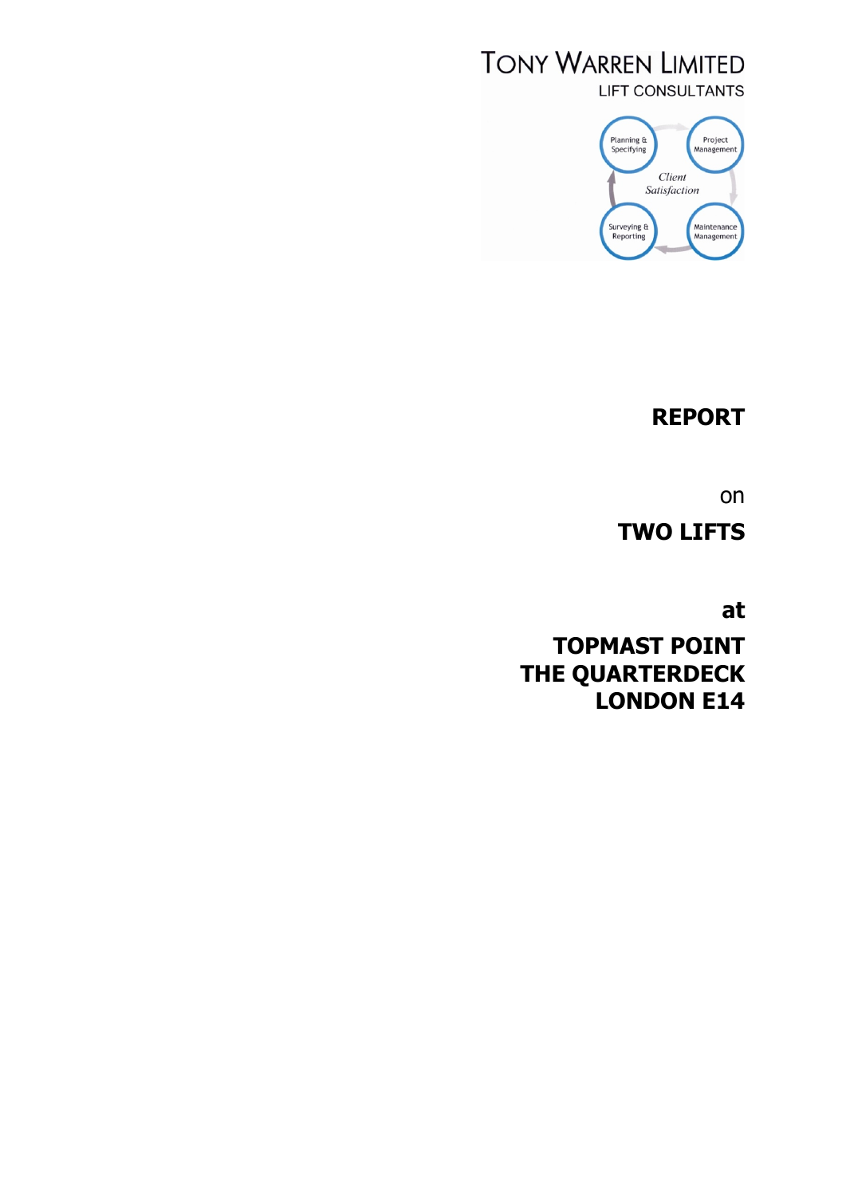TONY WARREN LIMITED
LIFT CONSULTANTS

Planning & Specifying
Project Management
Client Satisfaction
Surveying & Reporting
Maintenance Management

# REPORT

on

# TWO LIFTS

at

# TOPMAST POINT
# THE QUARTERDECK
# LONDON E14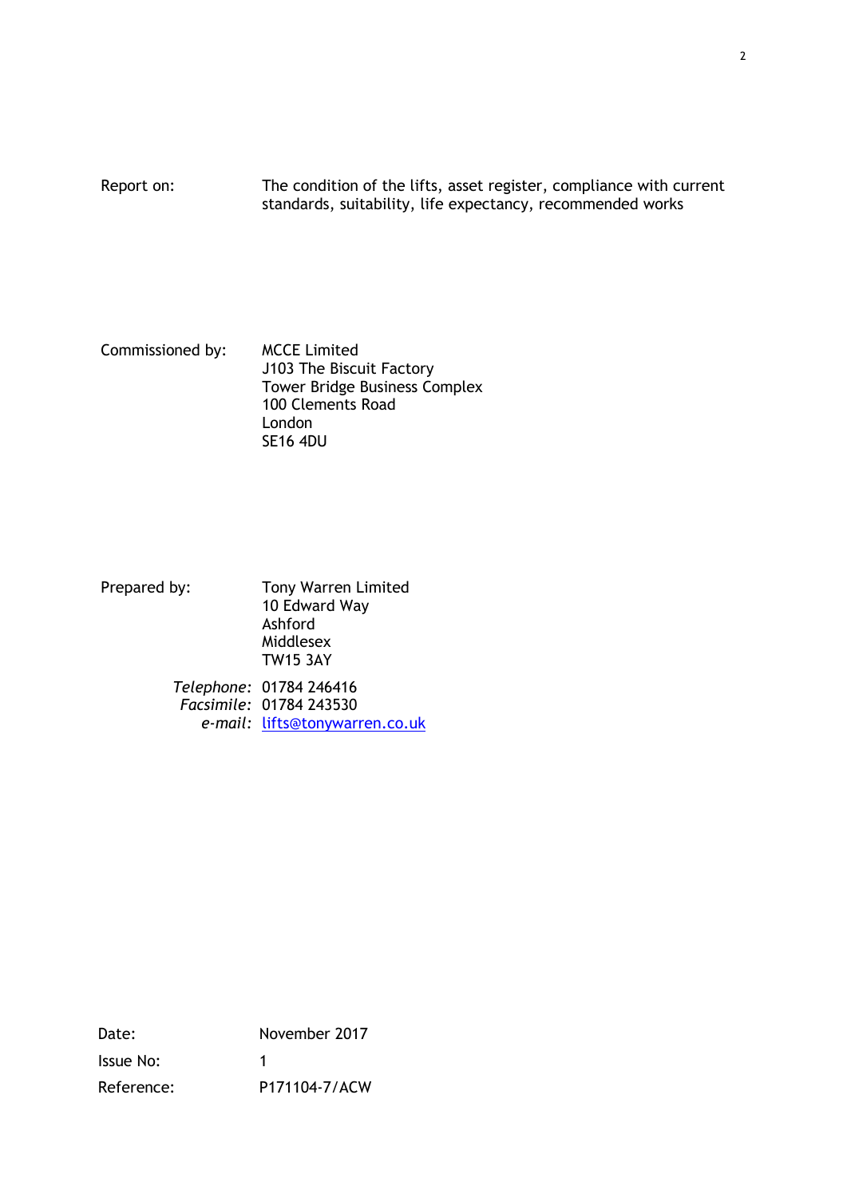Report on: The condition of the lifts, asset register, compliance with current standards, suitability, life expectancy, recommended works

Commissioned by: MCCE Limited
J103 The Biscuit Factory
Tower Bridge Business Complex
100 Clements Road
London
SE16 4DU

Prepared by: Tony Warren Limited
10 Edward Way
Ashford
Middlesex
TW15 3AY

*Telephone:* 01784 246416
*Facsimile:* 01784 243530
*e-mail:* lifts@tonywarren.co.uk

Date: November 2017

Issue No: 1

Reference: P171104-7/ACW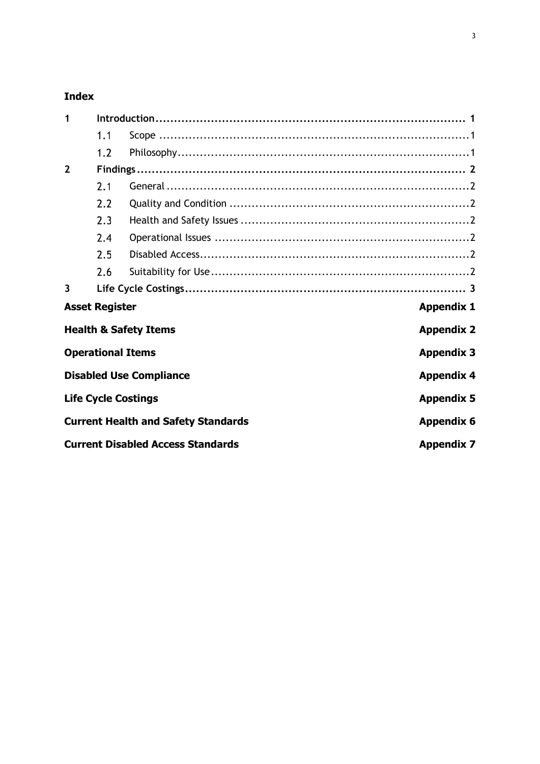## Index

| | | | |
|---|---|---|---|
| **1** | **Introduction** | | **1** |
| | 1.1 | Scope | 1 |
| | 1.2 | Philosophy | 1 |
| **2** | **Findings** | | **2** |
| | 2.1 | General | 2 |
| | 2.2 | Quality and Condition | 2 |
| | 2.3 | Health and Safety Issues | 2 |
| | 2.4 | Operational Issues | 2 |
| | 2.5 | Disabled Access | 2 |
| | 2.6 | Suitability for Use | 2 |
| **3** | **Life Cycle Costings** | | **3** |

| | |
|---|---|
| **Asset Register** | **Appendix 1** |
| **Health & Safety Items** | **Appendix 2** |
| **Operational Items** | **Appendix 3** |
| **Disabled Use Compliance** | **Appendix 4** |
| **Life Cycle Costings** | **Appendix 5** |
| **Current Health and Safety Standards** | **Appendix 6** |
| **Current Disabled Access Standards** | **Appendix 7** |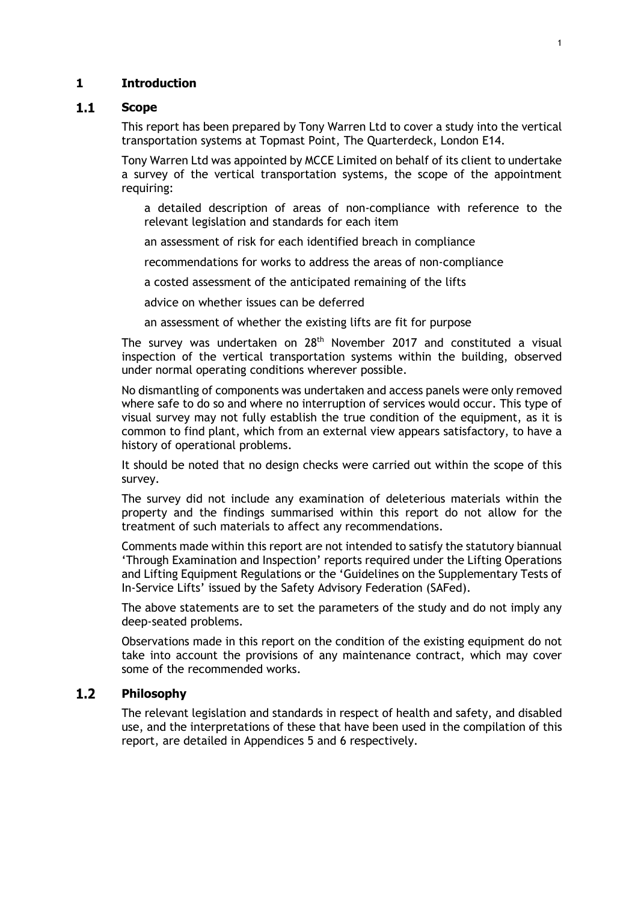# 1 Introduction

## 1.1 Scope

This report has been prepared by Tony Warren Ltd to cover a study into the vertical transportation systems at Topmast Point, The Quarterdeck, London E14.

Tony Warren Ltd was appointed by MCCE Limited on behalf of its client to undertake a survey of the vertical transportation systems, the scope of the appointment requiring:

- a detailed description of areas of non-compliance with reference to the relevant legislation and standards for each item
- an assessment of risk for each identified breach in compliance
- recommendations for works to address the areas of non-compliance
- a costed assessment of the anticipated remaining of the lifts
- advice on whether issues can be deferred
- an assessment of whether the existing lifts are fit for purpose

The survey was undertaken on 28th November 2017 and constituted a visual inspection of the vertical transportation systems within the building, observed under normal operating conditions wherever possible.

No dismantling of components was undertaken and access panels were only removed where safe to do so and where no interruption of services would occur. This type of visual survey may not fully establish the true condition of the equipment, as it is common to find plant, which from an external view appears satisfactory, to have a history of operational problems.

It should be noted that no design checks were carried out within the scope of this survey.

The survey did not include any examination of deleterious materials within the property and the findings summarised within this report do not allow for the treatment of such materials to affect any recommendations.

Comments made within this report are not intended to satisfy the statutory biannual 'Through Examination and Inspection' reports required under the Lifting Operations and Lifting Equipment Regulations or the 'Guidelines on the Supplementary Tests of In-Service Lifts' issued by the Safety Advisory Federation (SAFed).

The above statements are to set the parameters of the study and do not imply any deep-seated problems.

Observations made in this report on the condition of the existing equipment do not take into account the provisions of any maintenance contract, which may cover some of the recommended works.

## 1.2 Philosophy

The relevant legislation and standards in respect of health and safety, and disabled use, and the interpretations of these that have been used in the compilation of this report, are detailed in Appendices 5 and 6 respectively.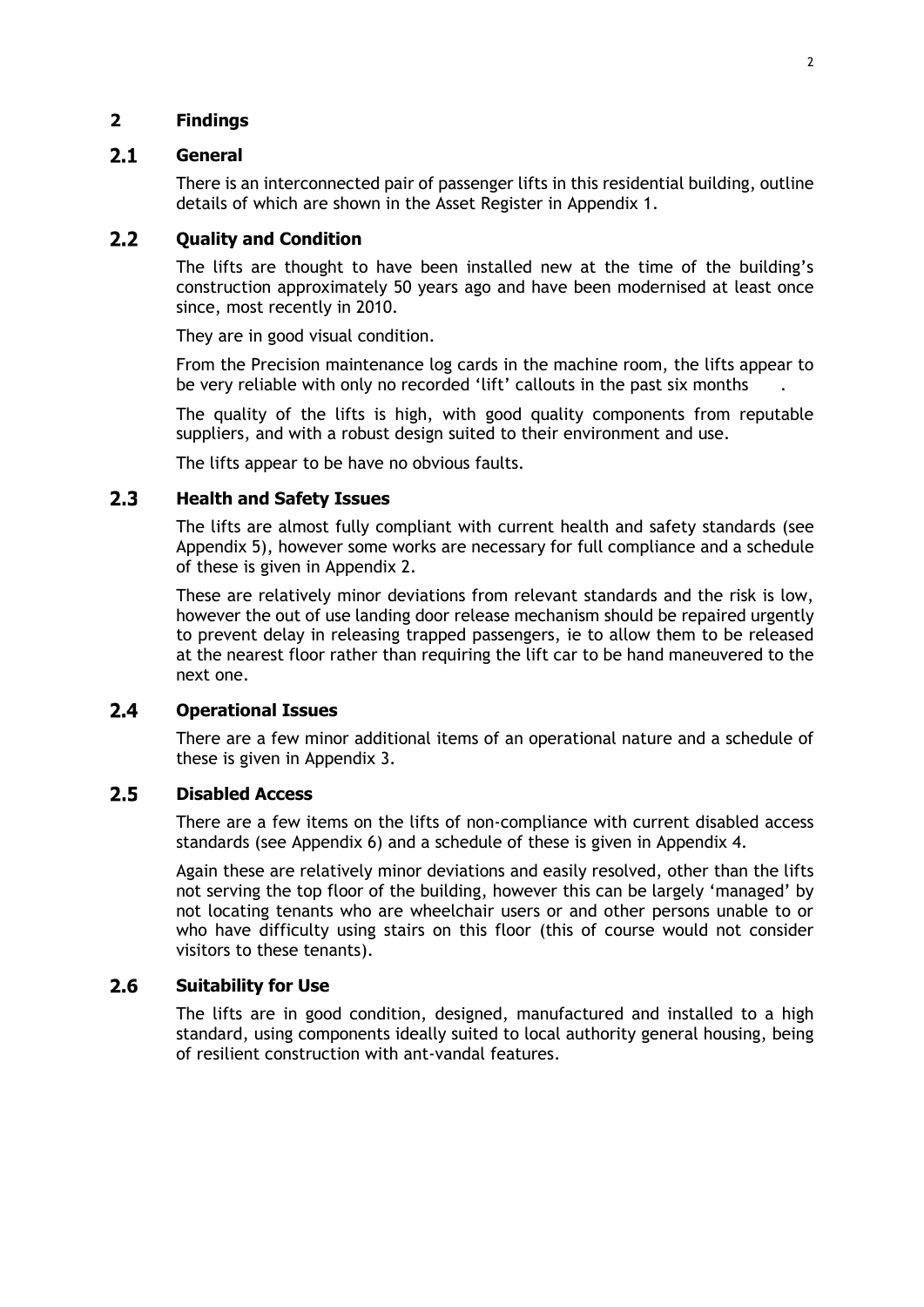## 2 Findings

### 2.1 General

There is an interconnected pair of passenger lifts in this residential building, outline details of which are shown in the Asset Register in Appendix 1.

### 2.2 Quality and Condition

The lifts are thought to have been installed new at the time of the building's construction approximately 50 years ago and have been modernised at least once since, most recently in 2010.

They are in good visual condition.

From the Precision maintenance log cards in the machine room, the lifts appear to be very reliable with only no recorded 'lift' callouts in the past six months .

The quality of the lifts is high, with good quality components from reputable suppliers, and with a robust design suited to their environment and use.

The lifts appear to be have no obvious faults.

### 2.3 Health and Safety Issues

The lifts are almost fully compliant with current health and safety standards (see Appendix 5), however some works are necessary for full compliance and a schedule of these is given in Appendix 2.

These are relatively minor deviations from relevant standards and the risk is low, however the out of use landing door release mechanism should be repaired urgently to prevent delay in releasing trapped passengers, ie to allow them to be released at the nearest floor rather than requiring the lift car to be hand maneuvered to the next one.

### 2.4 Operational Issues

There are a few minor additional items of an operational nature and a schedule of these is given in Appendix 3.

### 2.5 Disabled Access

There are a few items on the lifts of non-compliance with current disabled access standards (see Appendix 6) and a schedule of these is given in Appendix 4.

Again these are relatively minor deviations and easily resolved, other than the lifts not serving the top floor of the building, however this can be largely 'managed' by not locating tenants who are wheelchair users or and other persons unable to or who have difficulty using stairs on this floor (this of course would not consider visitors to these tenants).

### 2.6 Suitability for Use

The lifts are in good condition, designed, manufactured and installed to a high standard, using components ideally suited to local authority general housing, being of resilient construction with ant-vandal features.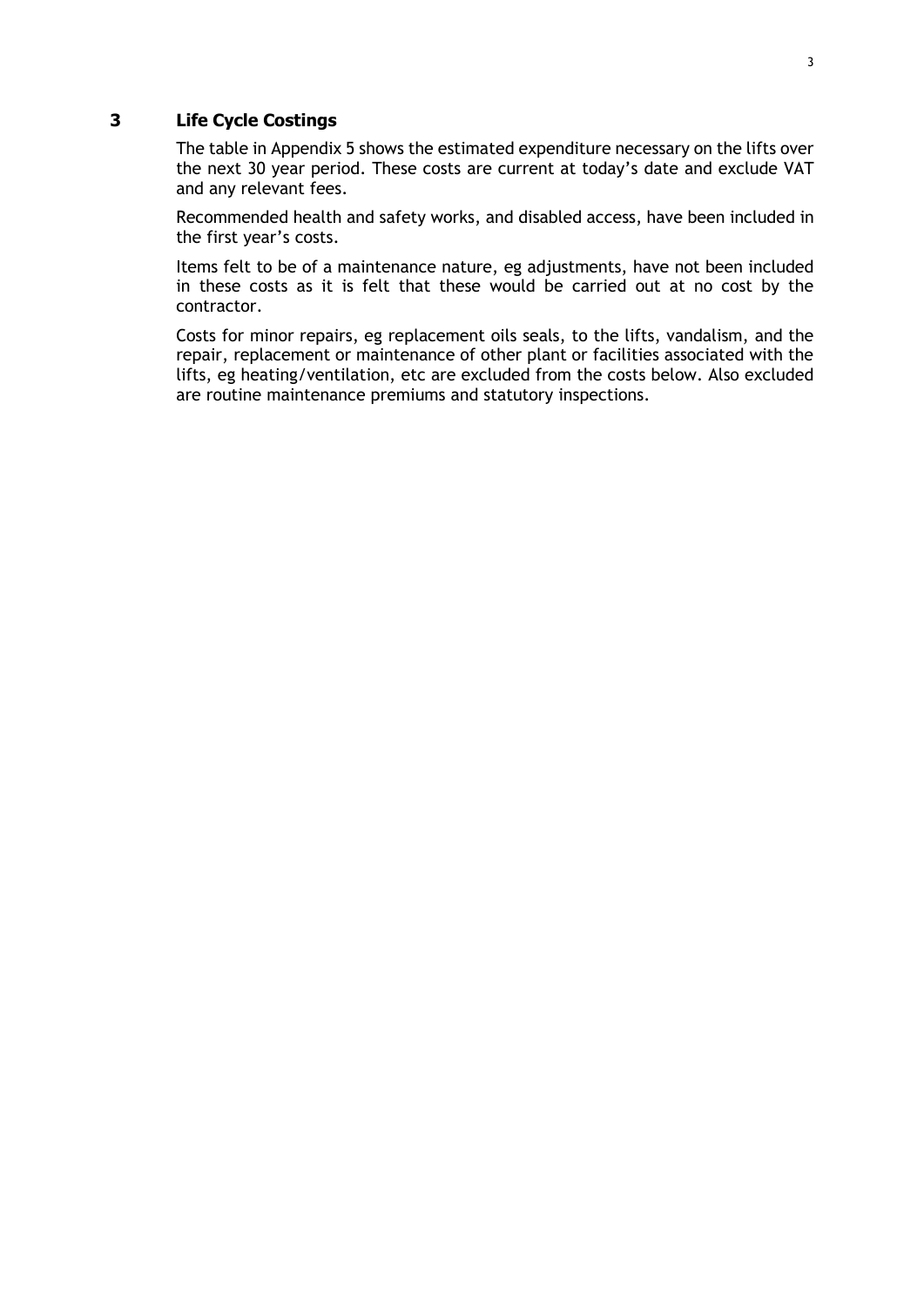## 3 Life Cycle Costings

The table in Appendix 5 shows the estimated expenditure necessary on the lifts over the next 30 year period. These costs are current at today's date and exclude VAT and any relevant fees.

Recommended health and safety works, and disabled access, have been included in the first year's costs.

Items felt to be of a maintenance nature, eg adjustments, have not been included in these costs as it is felt that these would be carried out at no cost by the contractor.

Costs for minor repairs, eg replacement oils seals, to the lifts, vandalism, and the repair, replacement or maintenance of other plant or facilities associated with the lifts, eg heating/ventilation, etc are excluded from the costs below. Also excluded are routine maintenance premiums and statutory inspections.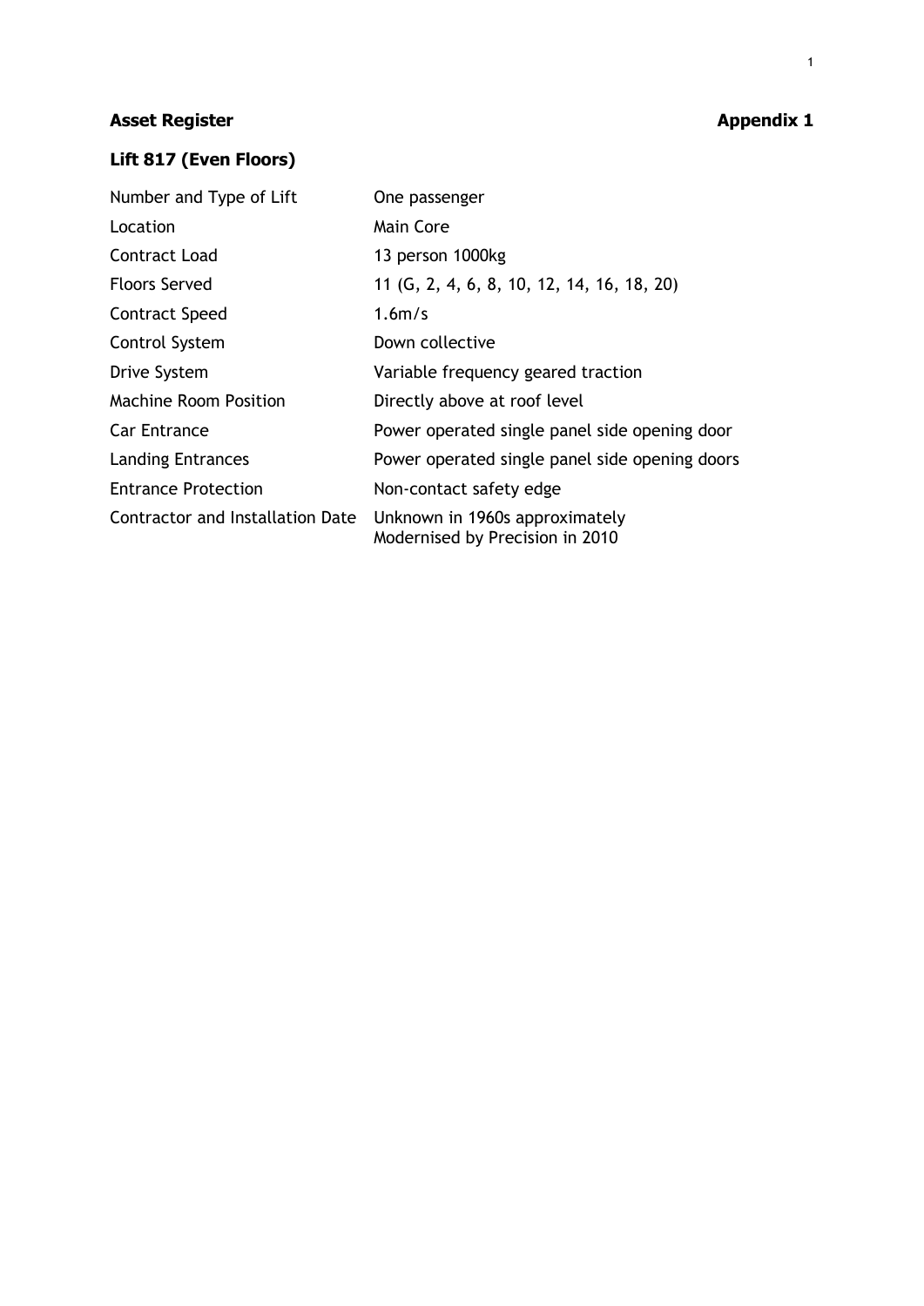**Asset Register** **Appendix 1**

## Lift 817 (Even Floors)

| | |
|---|---|
| Number and Type of Lift | One passenger |
| Location | Main Core |
| Contract Load | 13 person 1000kg |
| Floors Served | 11 (G, 2, 4, 6, 8, 10, 12, 14, 16, 18, 20) |
| Contract Speed | 1.6m/s |
| Control System | Down collective |
| Drive System | Variable frequency geared traction |
| Machine Room Position | Directly above at roof level |
| Car Entrance | Power operated single panel side opening door |
| Landing Entrances | Power operated single panel side opening doors |
| Entrance Protection | Non-contact safety edge |
| Contractor and Installation Date | Unknown in 1960s approximately<br>Modernised by Precision in 2010 |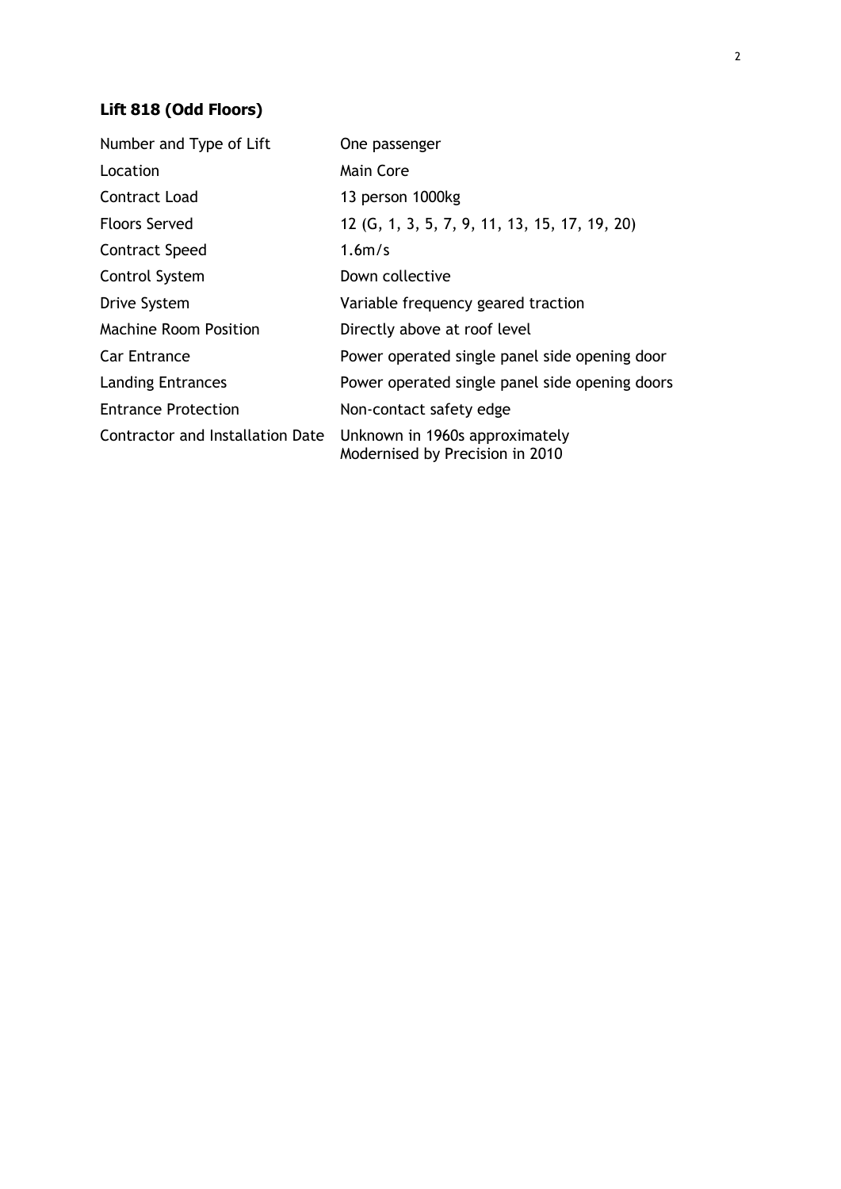## Lift 818 (Odd Floors)

| | |
|---|---|
| Number and Type of Lift | One passenger |
| Location | Main Core |
| Contract Load | 13 person 1000kg |
| Floors Served | 12 (G, 1, 3, 5, 7, 9, 11, 13, 15, 17, 19, 20) |
| Contract Speed | 1.6m/s |
| Control System | Down collective |
| Drive System | Variable frequency geared traction |
| Machine Room Position | Directly above at roof level |
| Car Entrance | Power operated single panel side opening door |
| Landing Entrances | Power operated single panel side opening doors |
| Entrance Protection | Non-contact safety edge |
| Contractor and Installation Date | Unknown in 1960s approximately<br>Modernised by Precision in 2010 |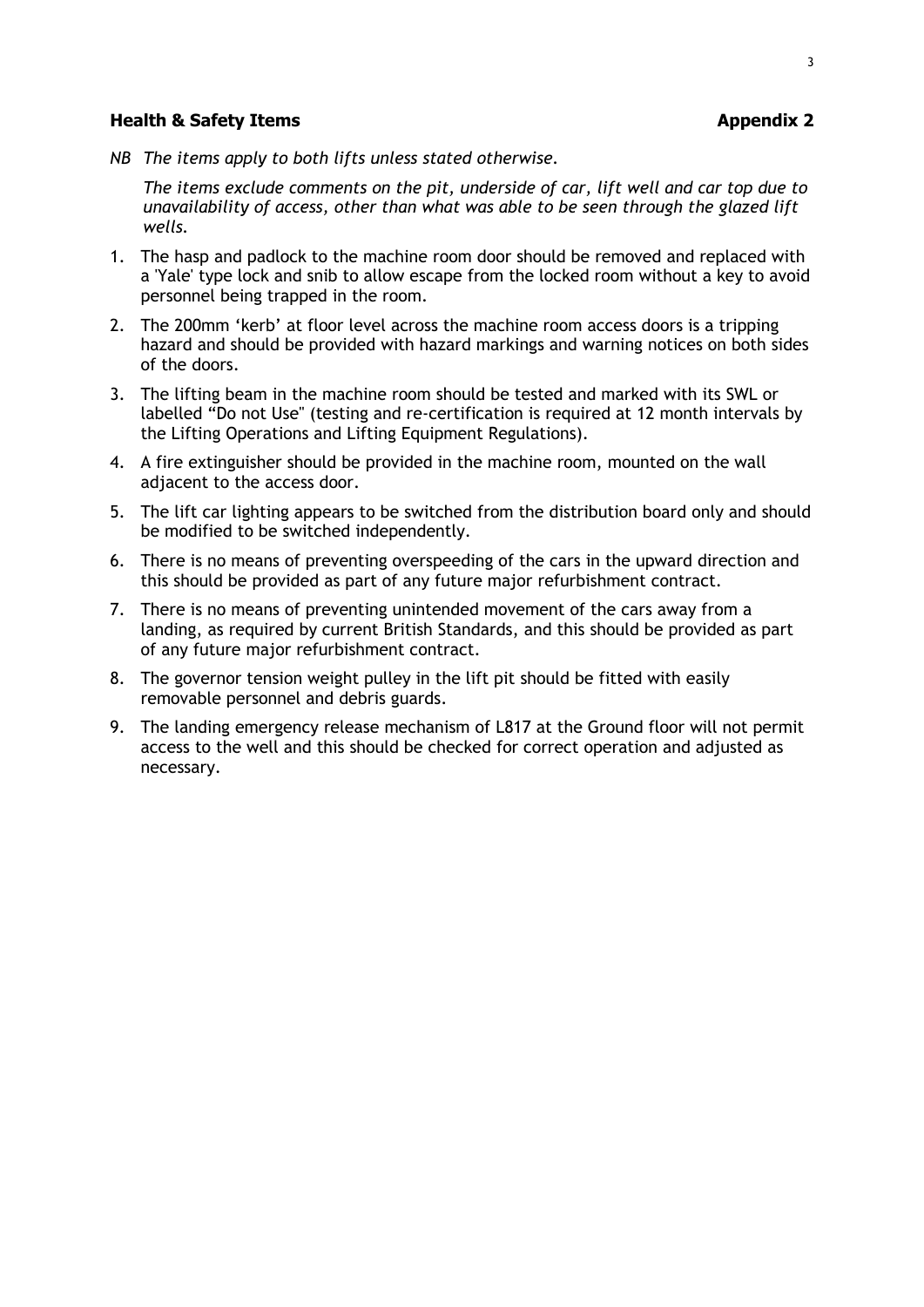## Health & Safety Items **Appendix 2**

*NB The items apply to both lifts unless stated otherwise.*

*The items exclude comments on the pit, underside of car, lift well and car top due to unavailability of access, other than what was able to be seen through the glazed lift wells.*

1. The hasp and padlock to the machine room door should be removed and replaced with a 'Yale' type lock and snib to allow escape from the locked room without a key to avoid personnel being trapped in the room.
2. The 200mm ‘kerb’ at floor level across the machine room access doors is a tripping hazard and should be provided with hazard markings and warning notices on both sides of the doors.
3. The lifting beam in the machine room should be tested and marked with its SWL or labelled “Do not Use" (testing and re-certification is required at 12 month intervals by the Lifting Operations and Lifting Equipment Regulations).
4. A fire extinguisher should be provided in the machine room, mounted on the wall adjacent to the access door.
5. The lift car lighting appears to be switched from the distribution board only and should be modified to be switched independently.
6. There is no means of preventing overspeeding of the cars in the upward direction and this should be provided as part of any future major refurbishment contract.
7. There is no means of preventing unintended movement of the cars away from a landing, as required by current British Standards, and this should be provided as part of any future major refurbishment contract.
8. The governor tension weight pulley in the lift pit should be fitted with easily removable personnel and debris guards.
9. The landing emergency release mechanism of L817 at the Ground floor will not permit access to the well and this should be checked for correct operation and adjusted as necessary.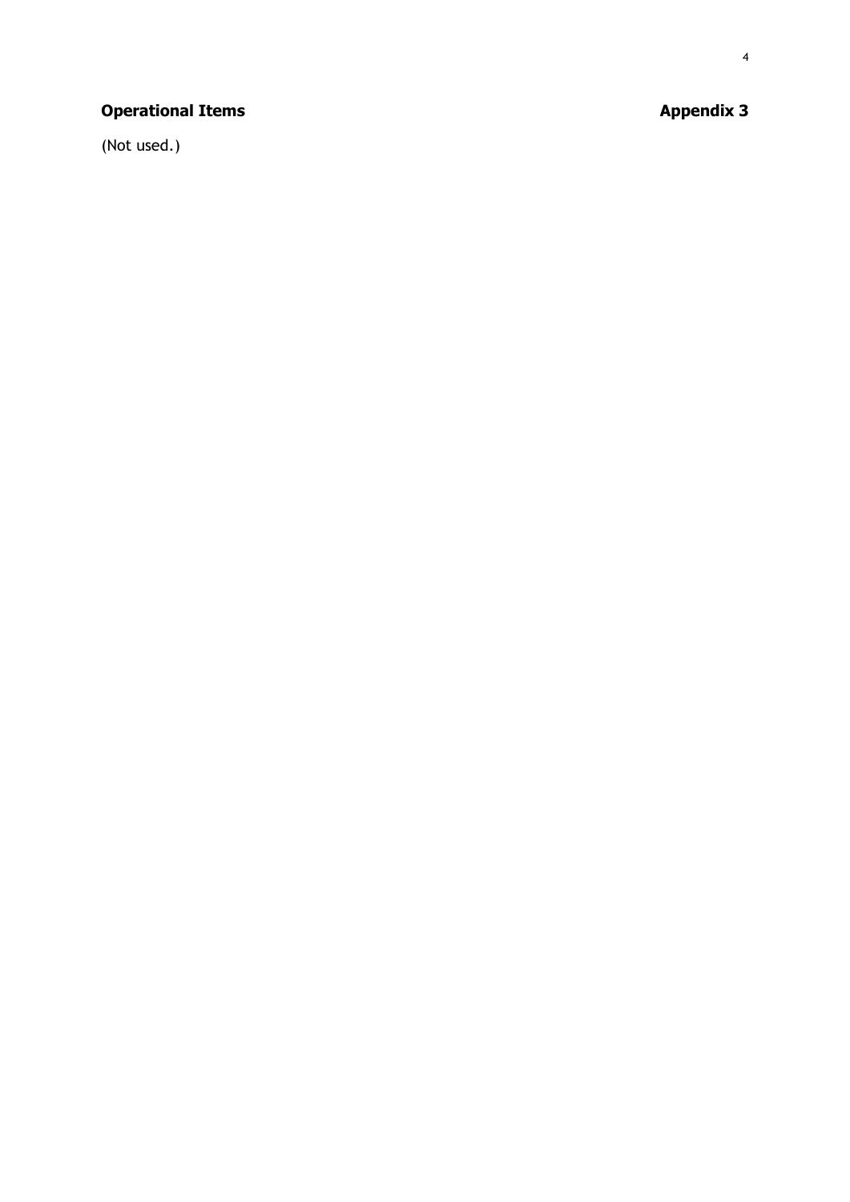**Operational Items** **Appendix 3**

(Not used.)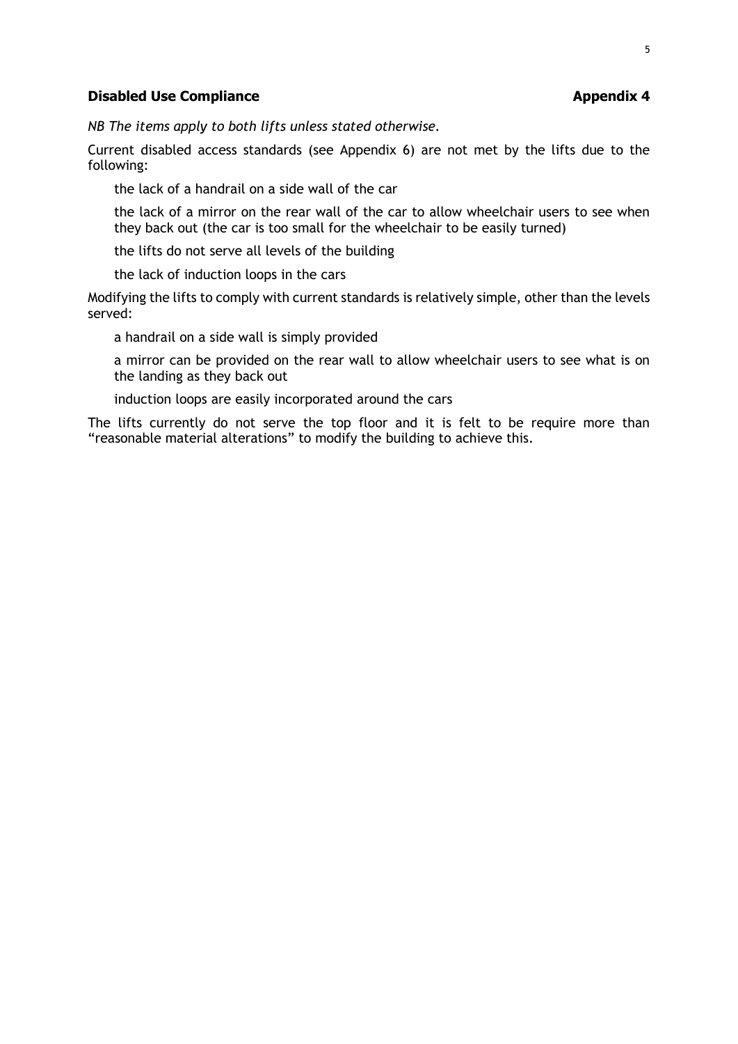## Disabled Use Compliance **Appendix 4**

*NB The items apply to both lifts unless stated otherwise.*

Current disabled access standards (see Appendix 6) are not met by the lifts due to the following:

- the lack of a handrail on a side wall of the car
- the lack of a mirror on the rear wall of the car to allow wheelchair users to see when they back out (the car is too small for the wheelchair to be easily turned)
- the lifts do not serve all levels of the building
- the lack of induction loops in the cars

Modifying the lifts to comply with current standards is relatively simple, other than the levels served:

- a handrail on a side wall is simply provided
- a mirror can be provided on the rear wall to allow wheelchair users to see what is on the landing as they back out
- induction loops are easily incorporated around the cars

The lifts currently do not serve the top floor and it is felt to be require more than “reasonable material alterations” to modify the building to achieve this.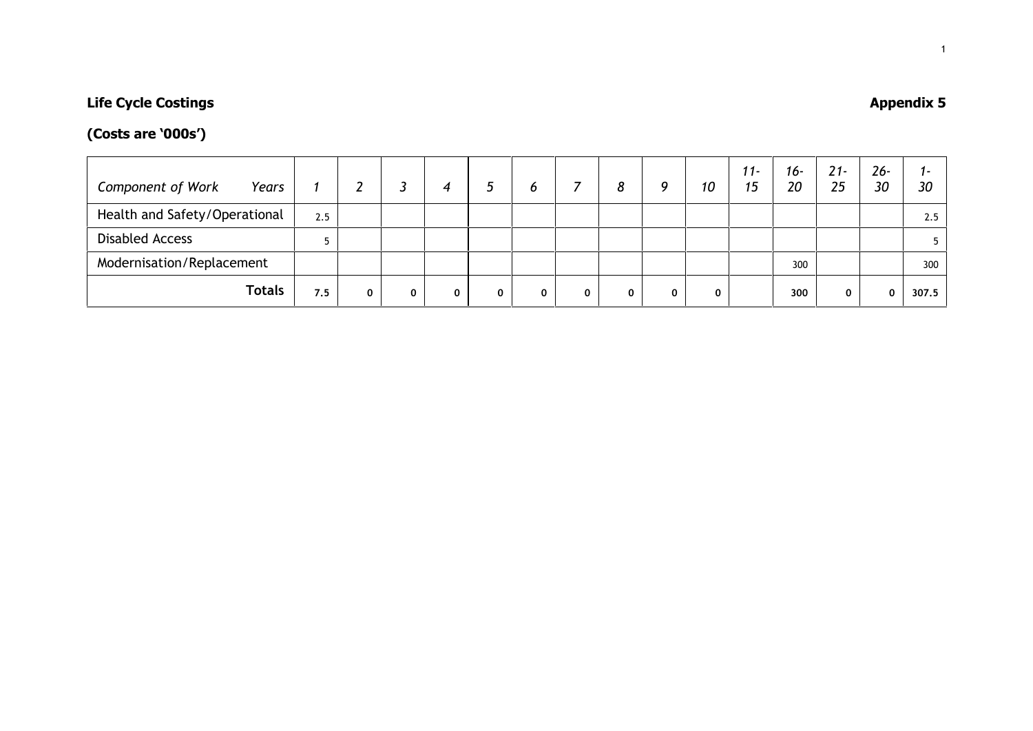**Life Cycle Costings** **Appendix 5**

**(Costs are '000s')**

| *Component of Work Years* | *1* | *2* | *3* | *4* | *5* | *6* | *7* | *8* | *9* | *10* | *11-15* | *16-20* | *21-25* | *26-30* | *1-30* |
|---|---|---|---|---|---|---|---|---|---|---|---|---|---|---|---|
| Health and Safety/Operational | 2.5 | | | | | | | | | | | | | | 2.5 |
| Disabled Access | 5 | | | | | | | | | | | | | | 5 |
| Modernisation/Replacement | | | | | | | | | | | | 300 | | | 300 |
| **Totals** | **7.5** | **0** | **0** | **0** | **0** | **0** | **0** | **0** | **0** | **0** | | **300** | **0** | **0** | **307.5** |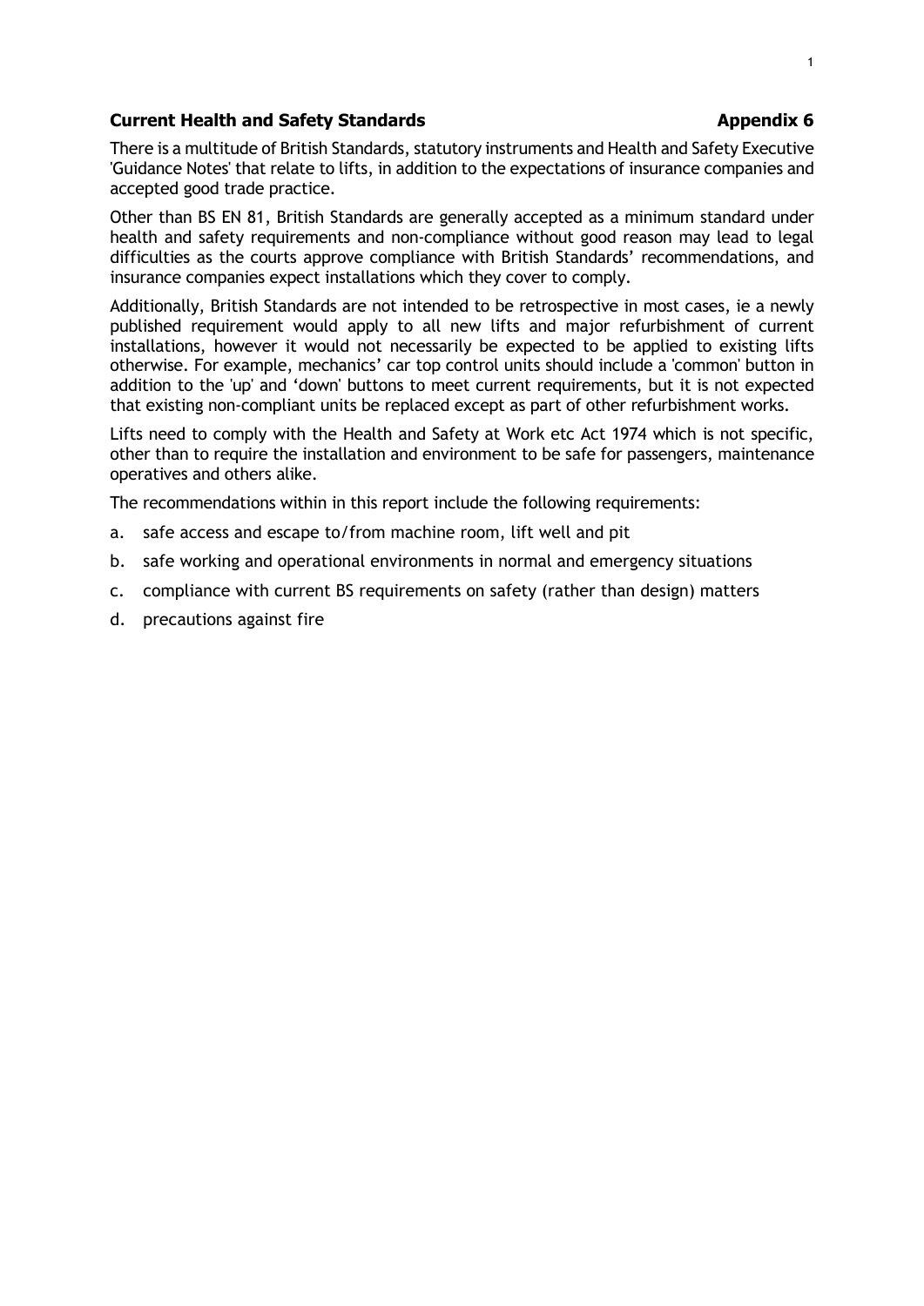## Current Health and Safety Standards **Appendix 6**

There is a multitude of British Standards, statutory instruments and Health and Safety Executive 'Guidance Notes' that relate to lifts, in addition to the expectations of insurance companies and accepted good trade practice.

Other than BS EN 81, British Standards are generally accepted as a minimum standard under health and safety requirements and non-compliance without good reason may lead to legal difficulties as the courts approve compliance with British Standards' recommendations, and insurance companies expect installations which they cover to comply.

Additionally, British Standards are not intended to be retrospective in most cases, ie a newly published requirement would apply to all new lifts and major refurbishment of current installations, however it would not necessarily be expected to be applied to existing lifts otherwise. For example, mechanics' car top control units should include a 'common' button in addition to the 'up' and 'down' buttons to meet current requirements, but it is not expected that existing non-compliant units be replaced except as part of other refurbishment works.

Lifts need to comply with the Health and Safety at Work etc Act 1974 which is not specific, other than to require the installation and environment to be safe for passengers, maintenance operatives and others alike.

The recommendations within in this report include the following requirements:

a. safe access and escape to/from machine room, lift well and pit
b. safe working and operational environments in normal and emergency situations
c. compliance with current BS requirements on safety (rather than design) matters
d. precautions against fire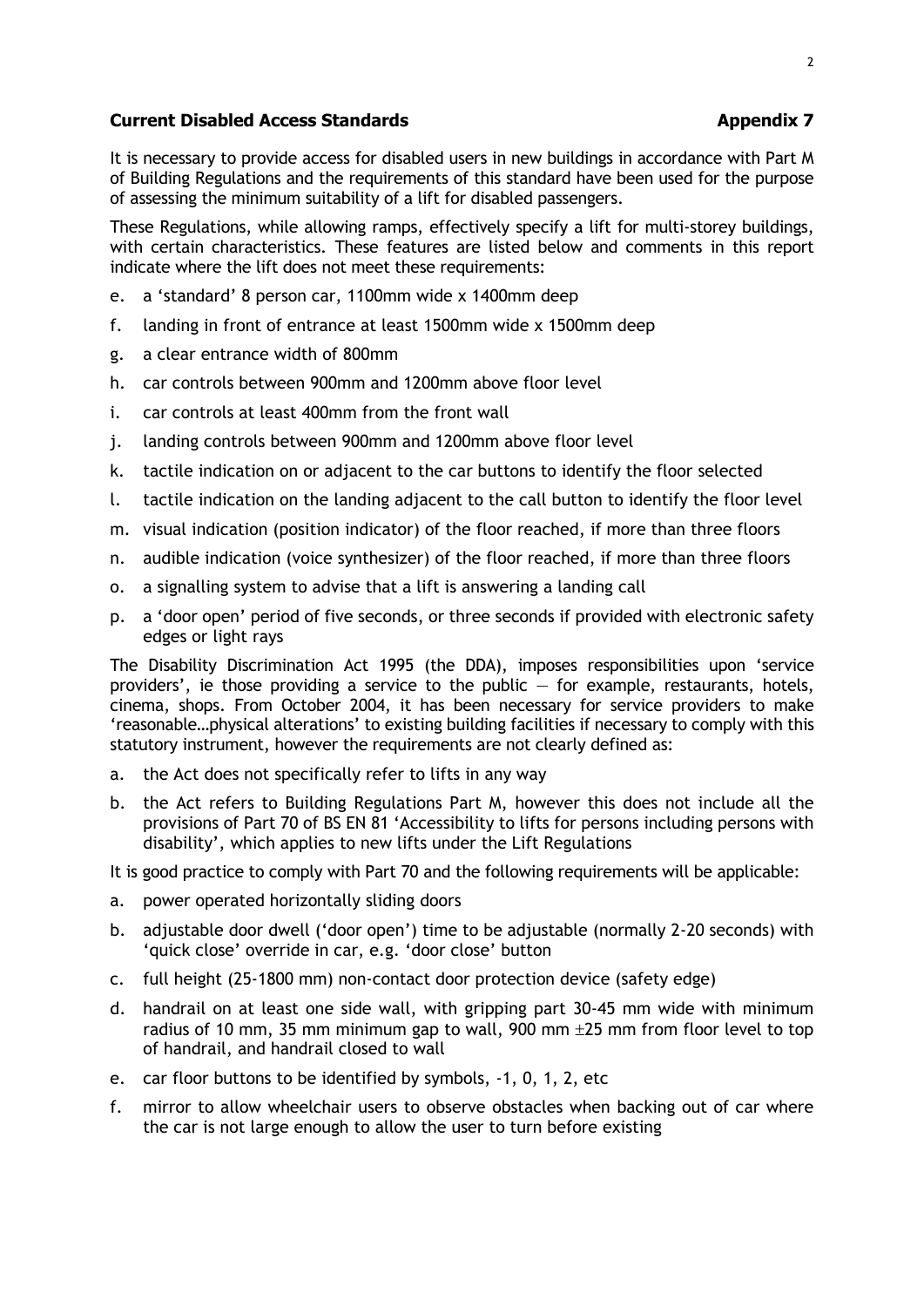## Current Disabled Access Standards — Appendix 7

It is necessary to provide access for disabled users in new buildings in accordance with Part M of Building Regulations and the requirements of this standard have been used for the purpose of assessing the minimum suitability of a lift for disabled passengers.

These Regulations, while allowing ramps, effectively specify a lift for multi-storey buildings, with certain characteristics. These features are listed below and comments in this report indicate where the lift does not meet these requirements:

- e. a 'standard' 8 person car, 1100mm wide x 1400mm deep
- f. landing in front of entrance at least 1500mm wide x 1500mm deep
- g. a clear entrance width of 800mm
- h. car controls between 900mm and 1200mm above floor level
- i. car controls at least 400mm from the front wall
- j. landing controls between 900mm and 1200mm above floor level
- k. tactile indication on or adjacent to the car buttons to identify the floor selected
- l. tactile indication on the landing adjacent to the call button to identify the floor level
- m. visual indication (position indicator) of the floor reached, if more than three floors
- n. audible indication (voice synthesizer) of the floor reached, if more than three floors
- o. a signalling system to advise that a lift is answering a landing call
- p. a 'door open' period of five seconds, or three seconds if provided with electronic safety edges or light rays

The Disability Discrimination Act 1995 (the DDA), imposes responsibilities upon 'service providers', ie those providing a service to the public — for example, restaurants, hotels, cinema, shops. From October 2004, it has been necessary for service providers to make 'reasonable…physical alterations' to existing building facilities if necessary to comply with this statutory instrument, however the requirements are not clearly defined as:

- a. the Act does not specifically refer to lifts in any way
- b. the Act refers to Building Regulations Part M, however this does not include all the provisions of Part 70 of BS EN 81 'Accessibility to lifts for persons including persons with disability', which applies to new lifts under the Lift Regulations

It is good practice to comply with Part 70 and the following requirements will be applicable:

- a. power operated horizontally sliding doors
- b. adjustable door dwell ('door open') time to be adjustable (normally 2-20 seconds) with 'quick close' override in car, e.g. 'door close' button
- c. full height (25-1800 mm) non-contact door protection device (safety edge)
- d. handrail on at least one side wall, with gripping part 30-45 mm wide with minimum radius of 10 mm, 35 mm minimum gap to wall, 900 mm ±25 mm from floor level to top of handrail, and handrail closed to wall
- e. car floor buttons to be identified by symbols, -1, 0, 1, 2, etc
- f. mirror to allow wheelchair users to observe obstacles when backing out of car where the car is not large enough to allow the user to turn before existing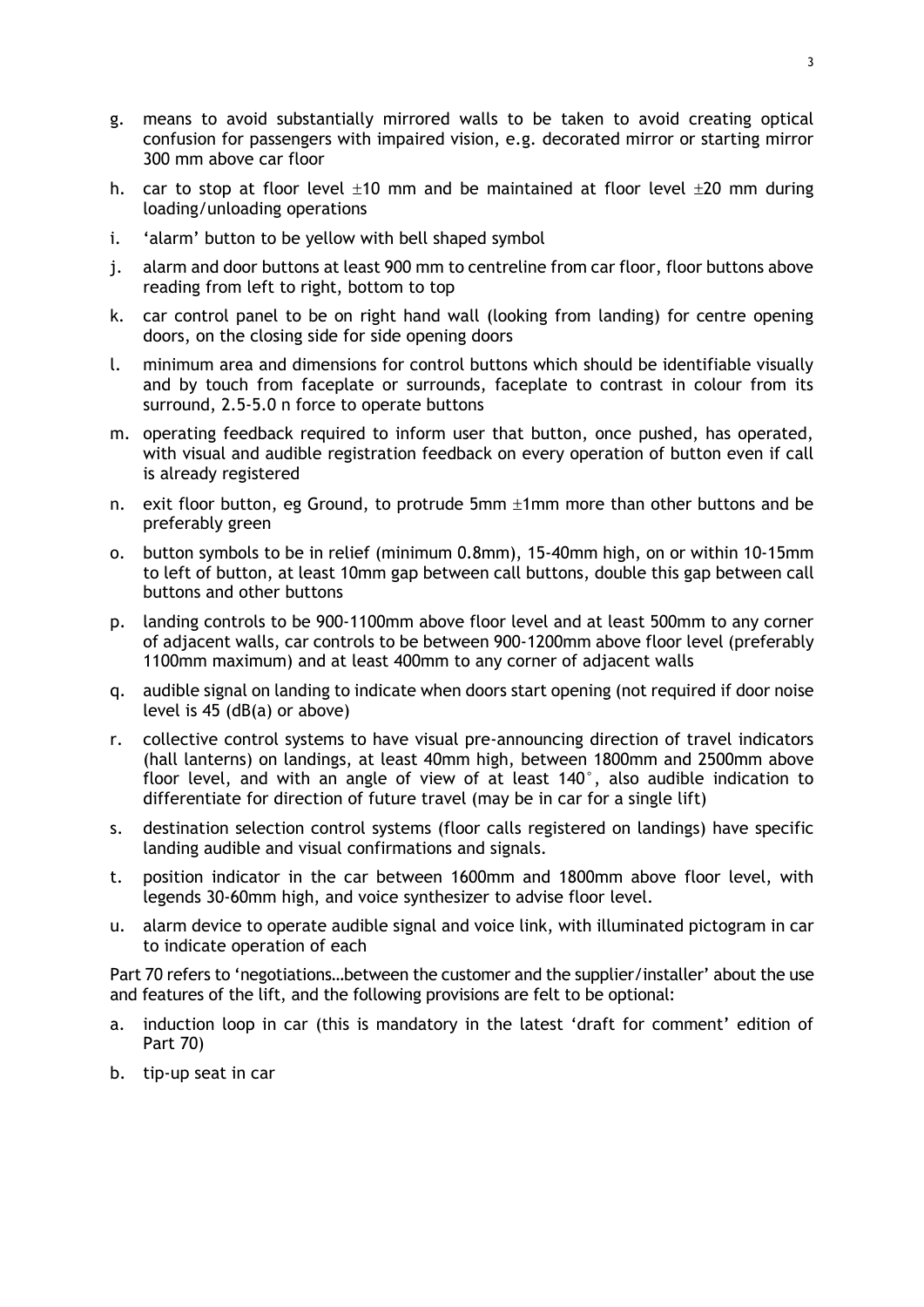g. means to avoid substantially mirrored walls to be taken to avoid creating optical confusion for passengers with impaired vision, e.g. decorated mirror or starting mirror 300 mm above car floor

h. car to stop at floor level ±10 mm and be maintained at floor level ±20 mm during loading/unloading operations

i. 'alarm' button to be yellow with bell shaped symbol

j. alarm and door buttons at least 900 mm to centreline from car floor, floor buttons above reading from left to right, bottom to top

k. car control panel to be on right hand wall (looking from landing) for centre opening doors, on the closing side for side opening doors

l. minimum area and dimensions for control buttons which should be identifiable visually and by touch from faceplate or surrounds, faceplate to contrast in colour from its surround, 2.5-5.0 n force to operate buttons

m. operating feedback required to inform user that button, once pushed, has operated, with visual and audible registration feedback on every operation of button even if call is already registered

n. exit floor button, eg Ground, to protrude 5mm ±1mm more than other buttons and be preferably green

o. button symbols to be in relief (minimum 0.8mm), 15-40mm high, on or within 10-15mm to left of button, at least 10mm gap between call buttons, double this gap between call buttons and other buttons

p. landing controls to be 900-1100mm above floor level and at least 500mm to any corner of adjacent walls, car controls to be between 900-1200mm above floor level (preferably 1100mm maximum) and at least 400mm to any corner of adjacent walls

q. audible signal on landing to indicate when doors start opening (not required if door noise level is 45 (dB(a) or above)

r. collective control systems to have visual pre-announcing direction of travel indicators (hall lanterns) on landings, at least 40mm high, between 1800mm and 2500mm above floor level, and with an angle of view of at least 140°, also audible indication to differentiate for direction of future travel (may be in car for a single lift)

s. destination selection control systems (floor calls registered on landings) have specific landing audible and visual confirmations and signals.

t. position indicator in the car between 1600mm and 1800mm above floor level, with legends 30-60mm high, and voice synthesizer to advise floor level.

u. alarm device to operate audible signal and voice link, with illuminated pictogram in car to indicate operation of each

Part 70 refers to 'negotiations…between the customer and the supplier/installer' about the use and features of the lift, and the following provisions are felt to be optional:

a. induction loop in car (this is mandatory in the latest 'draft for comment' edition of Part 70)

b. tip-up seat in car